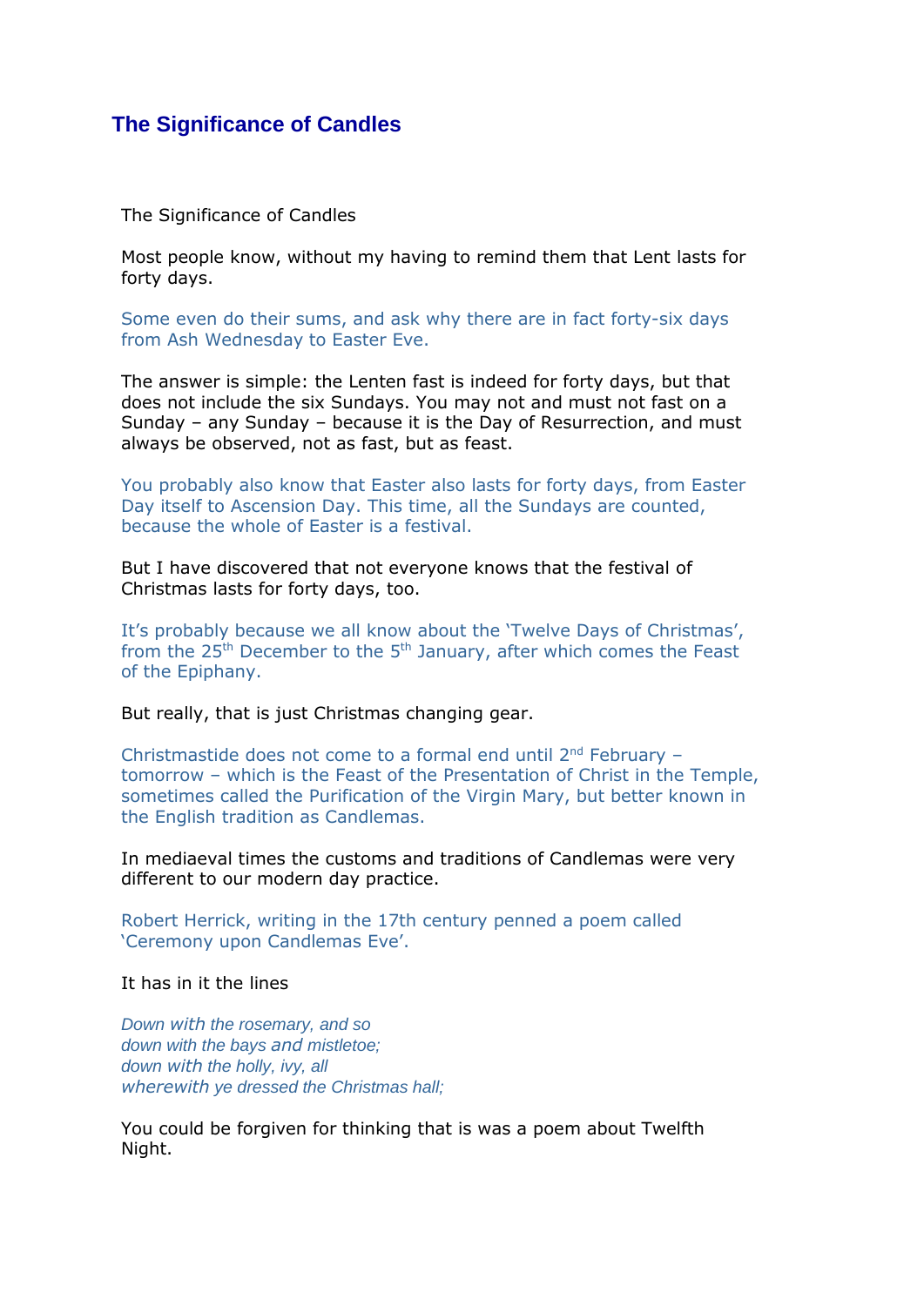# The Significance of Candles

The Significance of Candles

Most people know, without my having to remind them that Lent lasts for forty days.

Some even do their sums, and ask why there are in fact forty-six days from Ash Wednesday to Easter Eve.

The answer is simple: the Lenten fast is indeed for forty days, but that does not include the six Sundays. You may not and must not fast on a Sunday – any Sunday – because it is the Day of Resurrection, and must always be observed, not as fast, but as feast.

You probably also know that Easter also lasts for forty days, from Easter Day itself to Ascension Day. This time, all the Sundays are counted, because the whole of Easter is a festival.

But I have discovered that not everyone knows that the festival of Christmas lasts for forty days, too.

It's probably because we all know about the 'Twelve Days of Christmas', from the 25th December to the 5th January, after which comes the Feast of the Epiphany.

But really, that is just Christmas changing gear.

Christmastide does not come to a formal end until 2nd February – tomorrow – which is the Feast of the Presentation of Christ in the Temple, sometimes called the Purification of the Virgin Mary, but better known in the English tradition as Candlemas.

In mediaeval times the customs and traditions of Candlemas were very different to our modern day practice.

Robert Herrick, writing in the 17th century penned a poem called 'Ceremony upon Candlemas Eve'.

It has in it the lines

*Down with the rosemary, and so*
*down with the bays and mistletoe;*
*down with the holly, ivy, all*
*wherewith ye dressed the Christmas hall;*

You could be forgiven for thinking that is was a poem about Twelfth Night.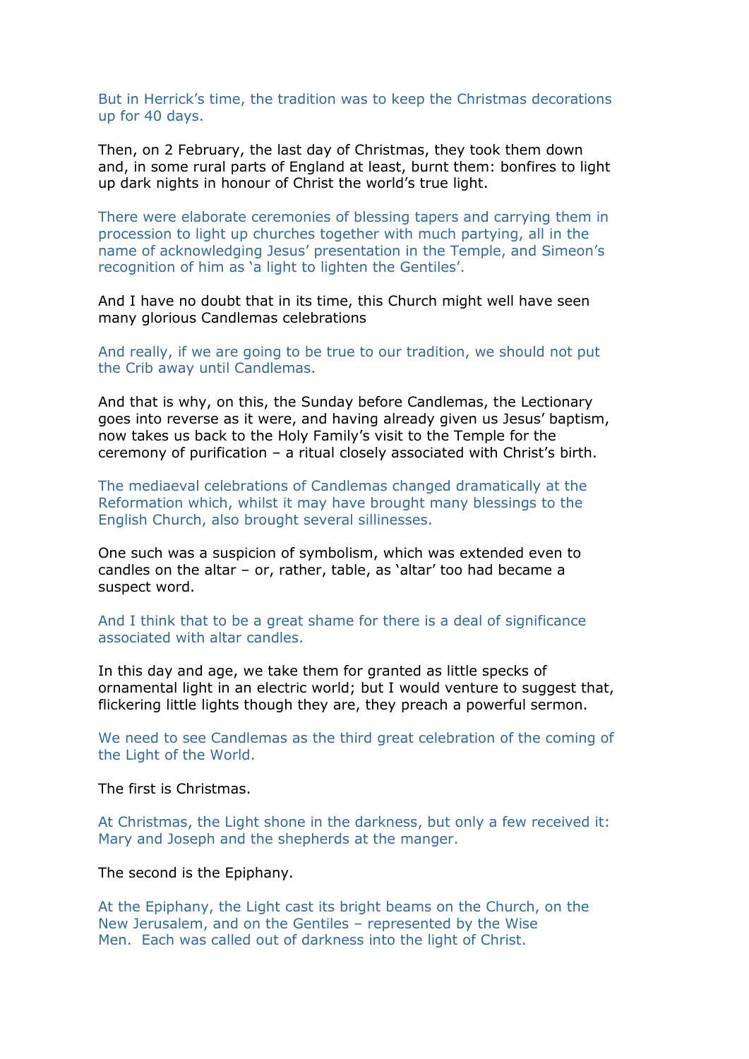But in Herrick's time, the tradition was to keep the Christmas decorations up for 40 days.

Then, on 2 February, the last day of Christmas, they took them down and, in some rural parts of England at least, burnt them: bonfires to light up dark nights in honour of Christ the world's true light.

There were elaborate ceremonies of blessing tapers and carrying them in procession to light up churches together with much partying, all in the name of acknowledging Jesus' presentation in the Temple, and Simeon's recognition of him as 'a light to lighten the Gentiles'.

And I have no doubt that in its time, this Church might well have seen many glorious Candlemas celebrations

And really, if we are going to be true to our tradition, we should not put the Crib away until Candlemas.

And that is why, on this, the Sunday before Candlemas, the Lectionary goes into reverse as it were, and having already given us Jesus' baptism, now takes us back to the Holy Family's visit to the Temple for the ceremony of purification – a ritual closely associated with Christ's birth.

The mediaeval celebrations of Candlemas changed dramatically at the Reformation which, whilst it may have brought many blessings to the English Church, also brought several sillinesses.

One such was a suspicion of symbolism, which was extended even to candles on the altar – or, rather, table, as 'altar' too had became a suspect word.

And I think that to be a great shame for there is a deal of significance associated with altar candles.

In this day and age, we take them for granted as little specks of ornamental light in an electric world; but I would venture to suggest that, flickering little lights though they are, they preach a powerful sermon.

We need to see Candlemas as the third great celebration of the coming of the Light of the World.

The first is Christmas.

At Christmas, the Light shone in the darkness, but only a few received it: Mary and Joseph and the shepherds at the manger.

The second is the Epiphany.

At the Epiphany, the Light cast its bright beams on the Church, on the New Jerusalem, and on the Gentiles – represented by the Wise Men. Each was called out of darkness into the light of Christ.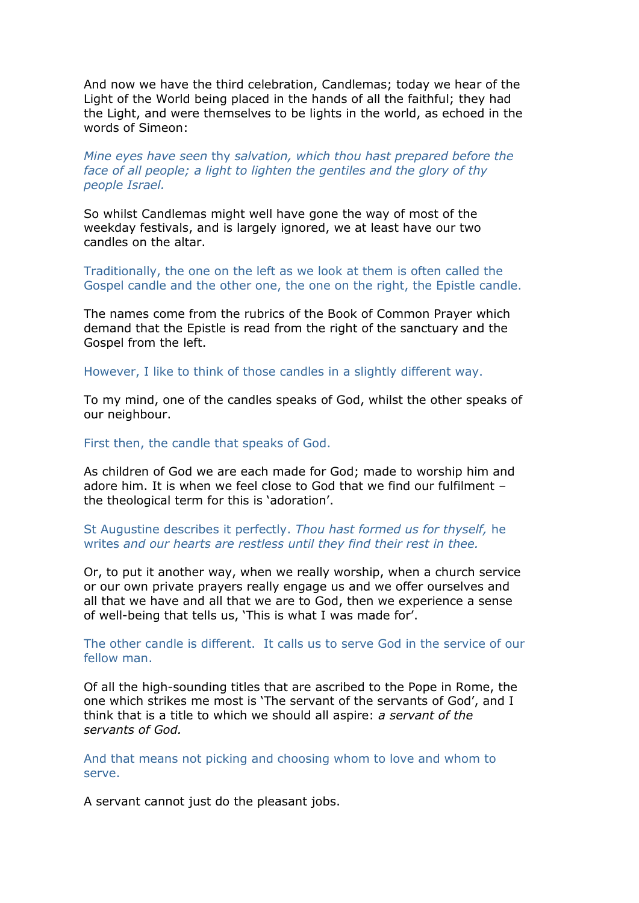And now we have the third celebration, Candlemas; today we hear of the Light of the World being placed in the hands of all the faithful; they had the Light, and were themselves to be lights in the world, as echoed in the words of Simeon:

*Mine eyes have seen* thy *salvation, which thou hast prepared before the face of all people; a light to lighten the gentiles and the glory of thy people Israel.*

So whilst Candlemas might well have gone the way of most of the weekday festivals, and is largely ignored, we at least have our two candles on the altar.

Traditionally, the one on the left as we look at them is often called the Gospel candle and the other one, the one on the right, the Epistle candle.

The names come from the rubrics of the Book of Common Prayer which demand that the Epistle is read from the right of the sanctuary and the Gospel from the left.

However, I like to think of those candles in a slightly different way.

To my mind, one of the candles speaks of God, whilst the other speaks of our neighbour.

First then, the candle that speaks of God.

As children of God we are each made for God; made to worship him and adore him. It is when we feel close to God that we find our fulfilment – the theological term for this is 'adoration'.

St Augustine describes it perfectly. *Thou hast formed us for thyself,* he writes *and our hearts are restless until they find their rest in thee.*

Or, to put it another way, when we really worship, when a church service or our own private prayers really engage us and we offer ourselves and all that we have and all that we are to God, then we experience a sense of well-being that tells us, 'This is what I was made for'.

The other candle is different. It calls us to serve God in the service of our fellow man.

Of all the high-sounding titles that are ascribed to the Pope in Rome, the one which strikes me most is 'The servant of the servants of God', and I think that is a title to which we should all aspire: *a servant of the servants of God.*

And that means not picking and choosing whom to love and whom to serve.

A servant cannot just do the pleasant jobs.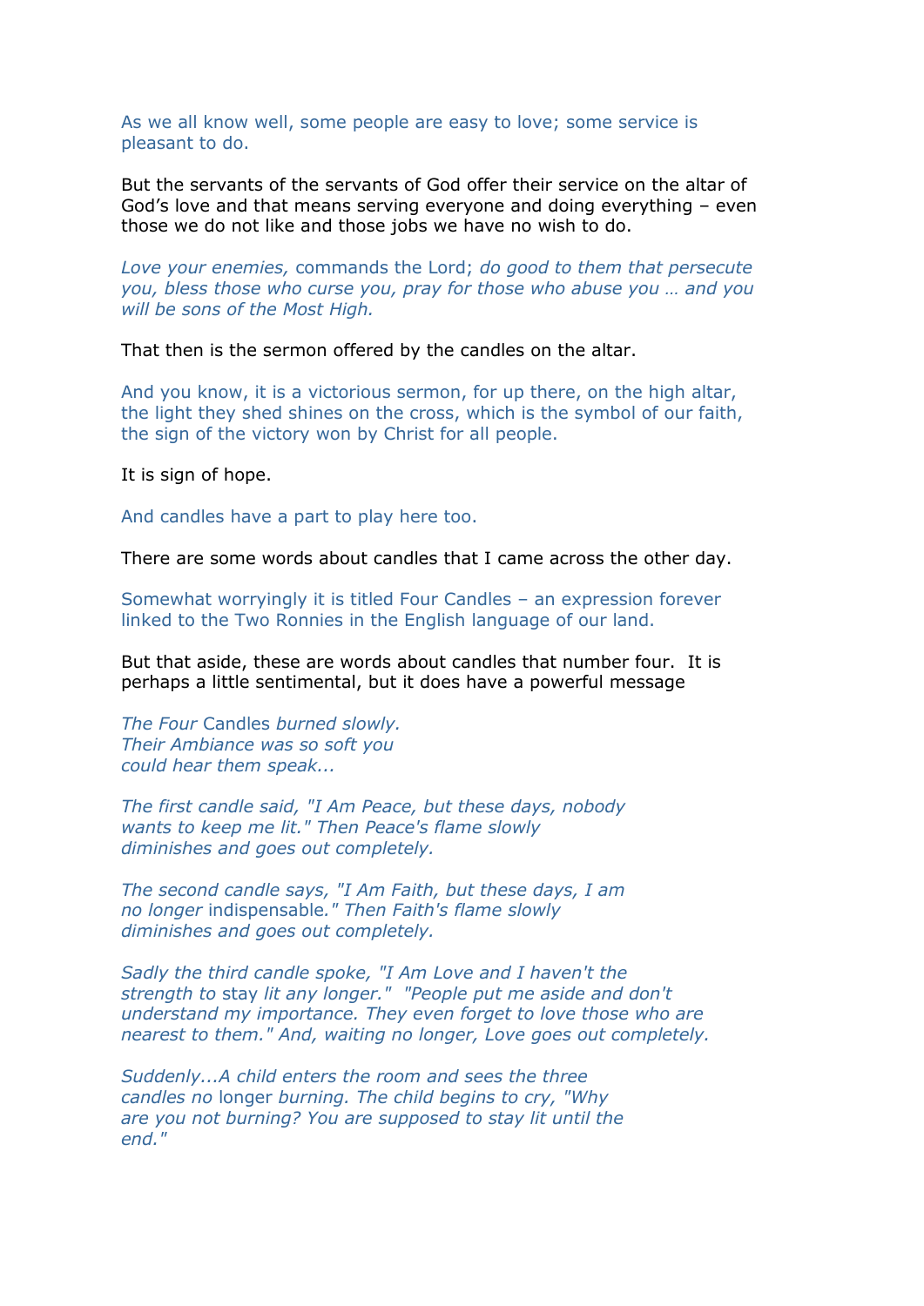As we all know well, some people are easy to love; some service is pleasant to do.

But the servants of the servants of God offer their service on the altar of God's love and that means serving everyone and doing everything – even those we do not like and those jobs we have no wish to do.

*Love your enemies,* commands the Lord; *do good to them that persecute you, bless those who curse you, pray for those who abuse you … and you will be sons of the Most High.*

That then is the sermon offered by the candles on the altar.

And you know, it is a victorious sermon, for up there, on the high altar, the light they shed shines on the cross, which is the symbol of our faith, the sign of the victory won by Christ for all people.

It is sign of hope.

And candles have a part to play here too.

There are some words about candles that I came across the other day.

Somewhat worryingly it is titled Four Candles – an expression forever linked to the Two Ronnies in the English language of our land.

But that aside, these are words about candles that number four. It is perhaps a little sentimental, but it does have a powerful message

*The Four* Candles *burned slowly.*
*Their Ambiance was so soft you*
*could hear them speak...*

*The first candle said, "I Am Peace, but these days, nobody wants to keep me lit." Then Peace's flame slowly diminishes and goes out completely.*

*The second candle says, "I Am Faith, but these days, I am no longer* indispensable.*" Then Faith's flame slowly diminishes and goes out completely.*

*Sadly the third candle spoke, "I Am Love and I haven't the strength to* stay *lit any longer." "People put me aside and don't understand my importance. They even forget to love those who are nearest to them." And, waiting no longer, Love goes out completely.*

*Suddenly...A child enters the room and sees the three candles no* longer *burning. The child begins to cry, "Why are you not burning? You are supposed to stay lit until the end."*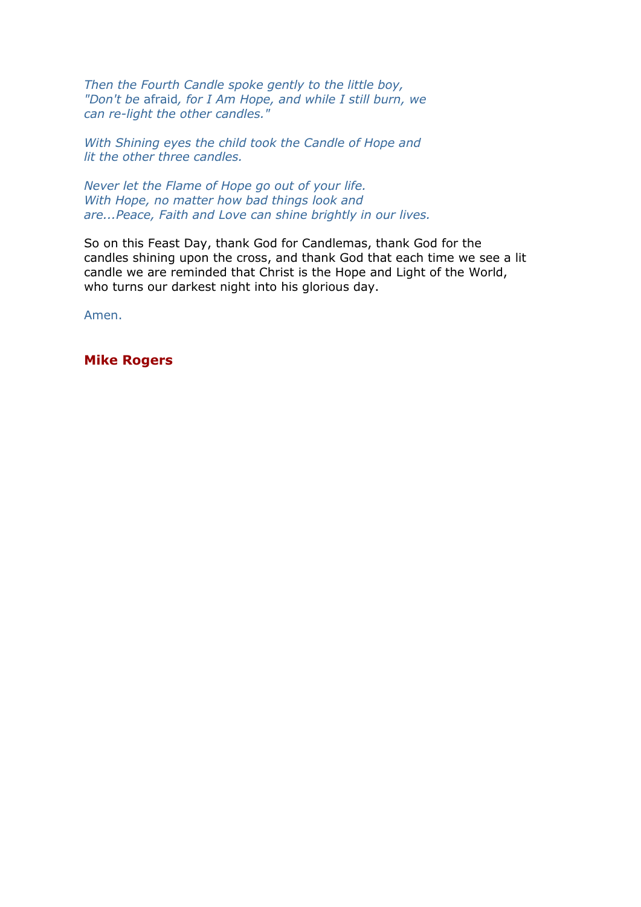*Then the Fourth Candle spoke gently to the little boy,*
*"Don't be* afraid*, for I Am Hope, and while I still burn, we can re-light the other candles."*

*With Shining eyes the child took the Candle of Hope and lit the other three candles.*

*Never let the Flame of Hope go out of your life.*
*With Hope, no matter how bad things look and are...Peace, Faith and Love can shine brightly in our lives.*

So on this Feast Day, thank God for Candlemas, thank God for the candles shining upon the cross, and thank God that each time we see a lit candle we are reminded that Christ is the Hope and Light of the World, who turns our darkest night into his glorious day.

Amen.

**Mike Rogers**